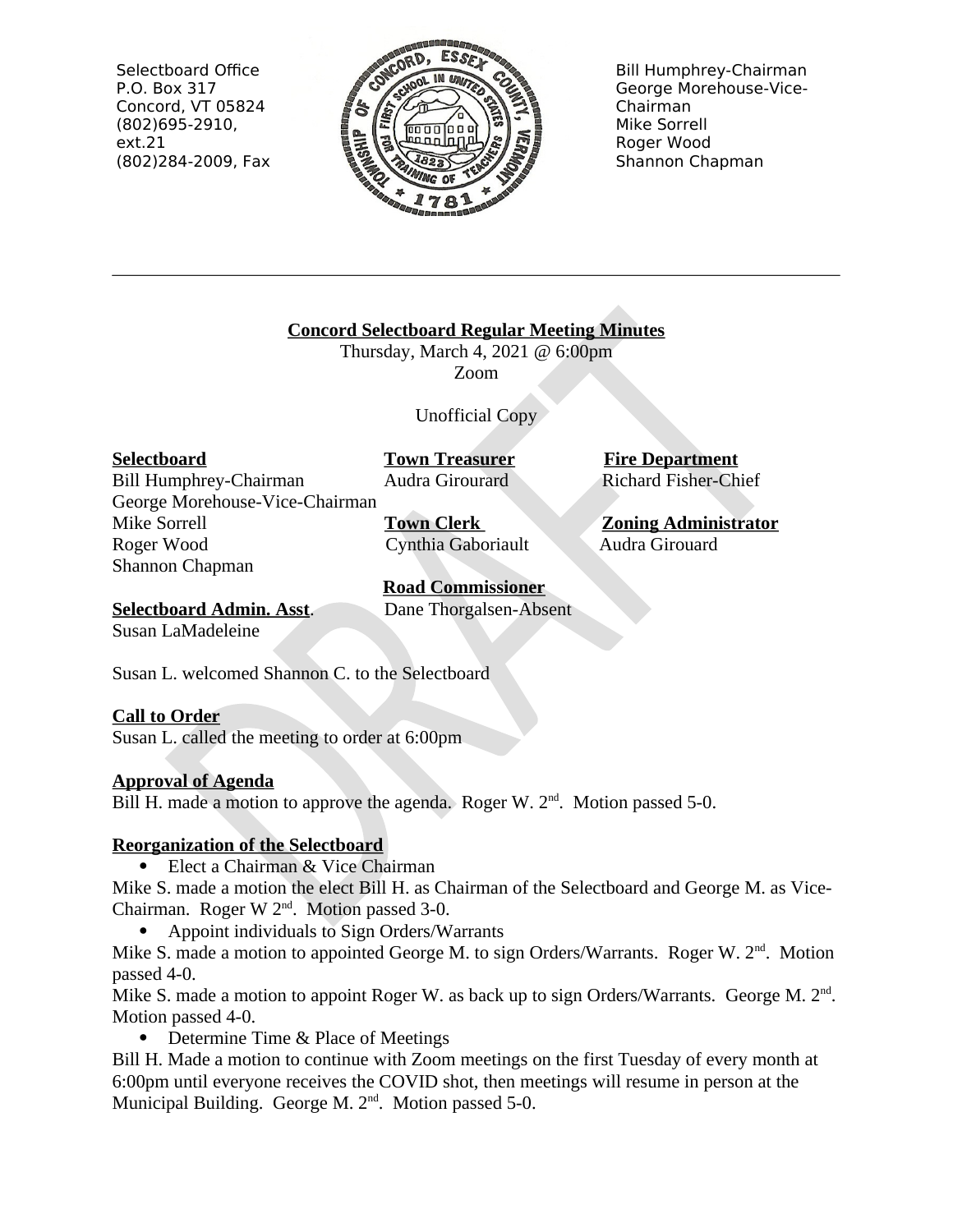Selectbord Office
P.O. Box 317
Concord, VT 05824
(802)695-2910, ext.21
(802)284-2009, Fax

Bill Humphrey-Chairman
George Morehouse-Vice-Chairman
Mike Sorrell
Roger Wood
Shannon Chapman

---

**Concord Selectboard Regular Meeting Minutes**

Thursday, March 4, 2021 @ 6:00pm
Zoom

Unofficial Copy

| **Selectboard** | **Town Treasurer** | **Fire Department** |
|---|---|---|
| Bill Humphrey-Chairman | Audra Girourard | Richard Fisher-Chief |
| George Morehouse-Vice-Chairman | | |
| Mike Sorrell | **Town Clerk** | **Zoning Administrator** |
| Roger Wood | Cynthia Gaboriault | Audra Girouard |
| Shannon Chapman | | |
| | **Road Commissioner** | |
| **Selectboard Admin. Asst.** | Dane Thorgalsen-Absent | |
| Susan LaMadeleine | | |

Susan L. welcomed Shannon C. to the Selectboard

**Call to Order**

Susan L. called the meeting to order at 6:00pm

**Approval of Agenda**

Bill H. made a motion to approve the agenda. Roger W. 2nd. Motion passed 5-0.

**Reorganization of the Selectboard**

- Elect a Chairman & Vice Chairman

Mike S. made a motion the elect Bill H. as Chairman of the Selectboard and George M. as Vice-Chairman. Roger W 2nd. Motion passed 3-0.

- Appoint individuals to Sign Orders/Warrants

Mike S. made a motion to appointed George M. to sign Orders/Warrants. Roger W. 2nd. Motion passed 4-0.

Mike S. made a motion to appoint Roger W. as back up to sign Orders/Warrants. George M. 2nd. Motion passed 4-0.

- Determine Time & Place of Meetings

Bill H. Made a motion to continue with Zoom meetings on the first Tuesday of every month at 6:00pm until everyone receives the COVID shot, then meetings will resume in person at the Municipal Building. George M. 2nd. Motion passed 5-0.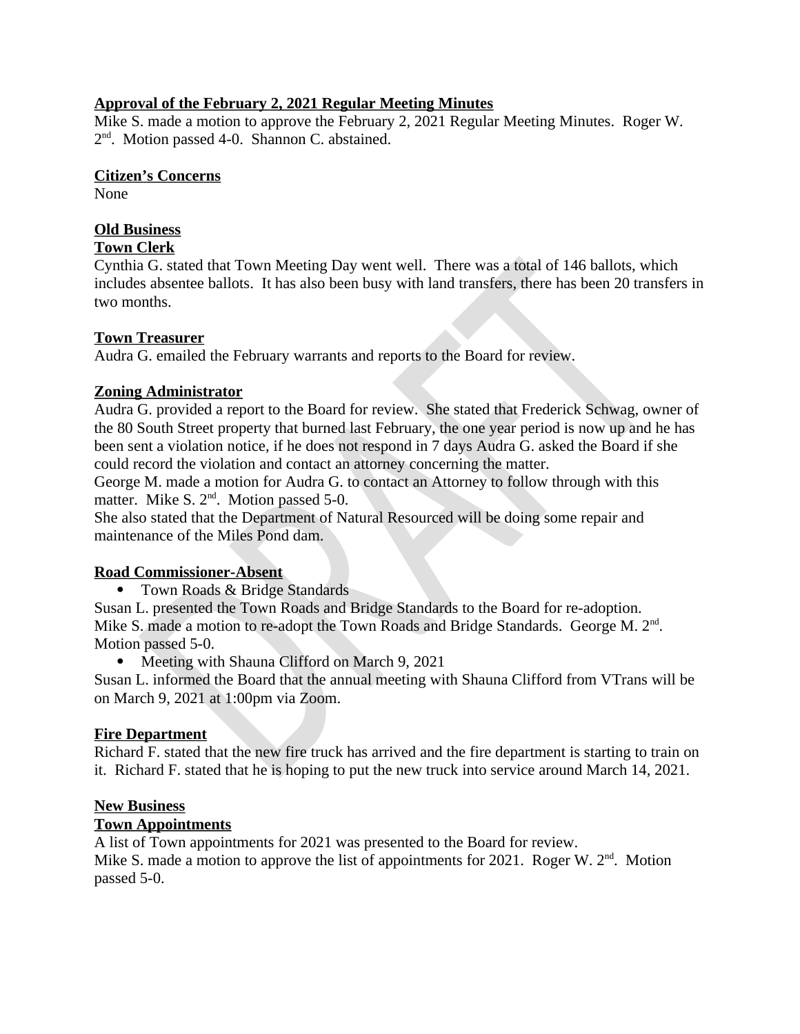**Approval of the February 2, 2021 Regular Meeting Minutes**

Mike S. made a motion to approve the February 2, 2021 Regular Meeting Minutes. Roger W. 2nd. Motion passed 4-0. Shannon C. abstained.

**Citizen's Concerns**

None

**Old Business**

**Town Clerk**

Cynthia G. stated that Town Meeting Day went well. There was a total of 146 ballots, which includes absentee ballots. It has also been busy with land transfers, there has been 20 transfers in two months.

**Town Treasurer**

Audra G. emailed the February warrants and reports to the Board for review.

**Zoning Administrator**

Audra G. provided a report to the Board for review. She stated that Frederick Schwag, owner of the 80 South Street property that burned last February, the one year period is now up and he has been sent a violation notice, if he does not respond in 7 days Audra G. asked the Board if she could record the violation and contact an attorney concerning the matter.
George M. made a motion for Audra G. to contact an Attorney to follow through with this matter. Mike S. 2nd. Motion passed 5-0.
She also stated that the Department of Natural Resourced will be doing some repair and maintenance of the Miles Pond dam.

**Road Commissioner-Absent**

- Town Roads & Bridge Standards

Susan L. presented the Town Roads and Bridge Standards to the Board for re-adoption.
Mike S. made a motion to re-adopt the Town Roads and Bridge Standards. George M. 2nd. Motion passed 5-0.

- Meeting with Shauna Clifford on March 9, 2021

Susan L. informed the Board that the annual meeting with Shauna Clifford from VTrans will be on March 9, 2021 at 1:00pm via Zoom.

**Fire Department**

Richard F. stated that the new fire truck has arrived and the fire department is starting to train on it. Richard F. stated that he is hoping to put the new truck into service around March 14, 2021.

**New Business**

**Town Appointments**

A list of Town appointments for 2021 was presented to the Board for review.
Mike S. made a motion to approve the list of appointments for 2021. Roger W. 2nd. Motion passed 5-0.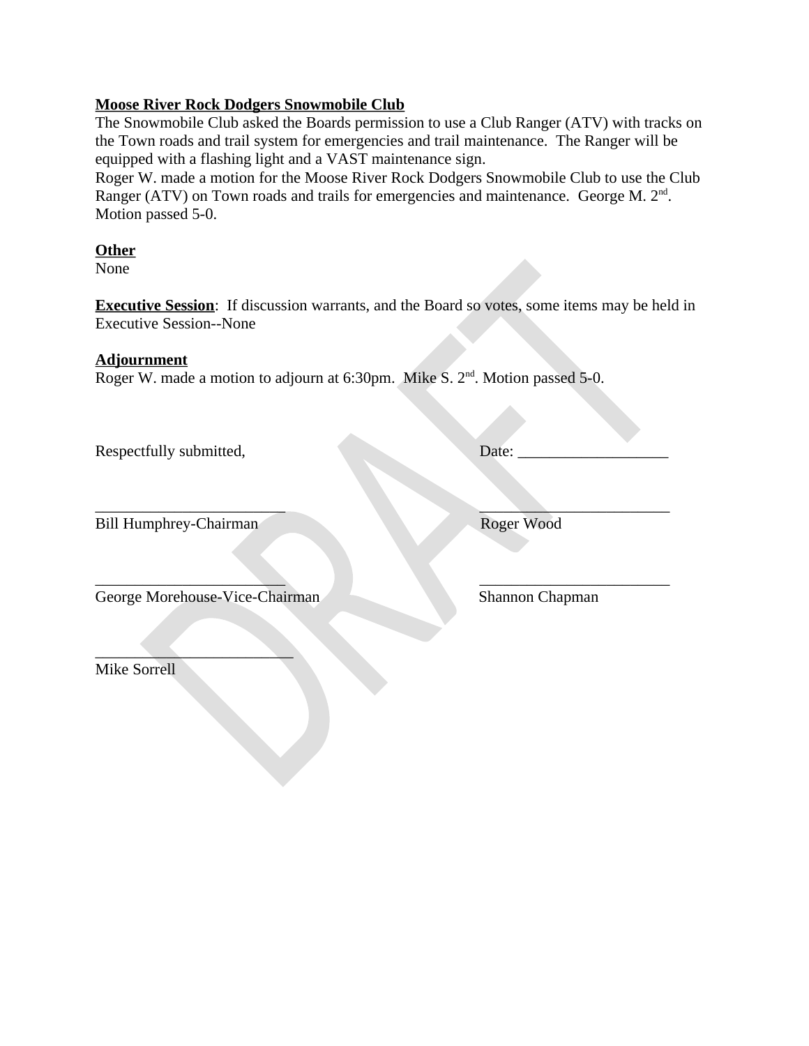**Moose River Rock Dodgers Snowmobile Club**

The Snowmobile Club asked the Boards permission to use a Club Ranger (ATV) with tracks on the Town roads and trail system for emergencies and trail maintenance. The Ranger will be equipped with a flashing light and a VAST maintenance sign.

Roger W. made a motion for the Moose River Rock Dodgers Snowmobile Club to use the Club Ranger (ATV) on Town roads and trails for emergencies and maintenance. George M. 2nd. Motion passed 5-0.

**Other**

None

**Executive Session**: If discussion warrants, and the Board so votes, some items may be held in Executive Session--None

**Adjournment**

Roger W. made a motion to adjourn at 6:30pm. Mike S. 2nd. Motion passed 5-0.

Respectfully submitted,

Date: ___________________

________________________
Bill Humphrey-Chairman

________________________
Roger Wood

________________________
George Morehouse-Vice-Chairman

________________________
Shannon Chapman

________________________
Mike Sorrell